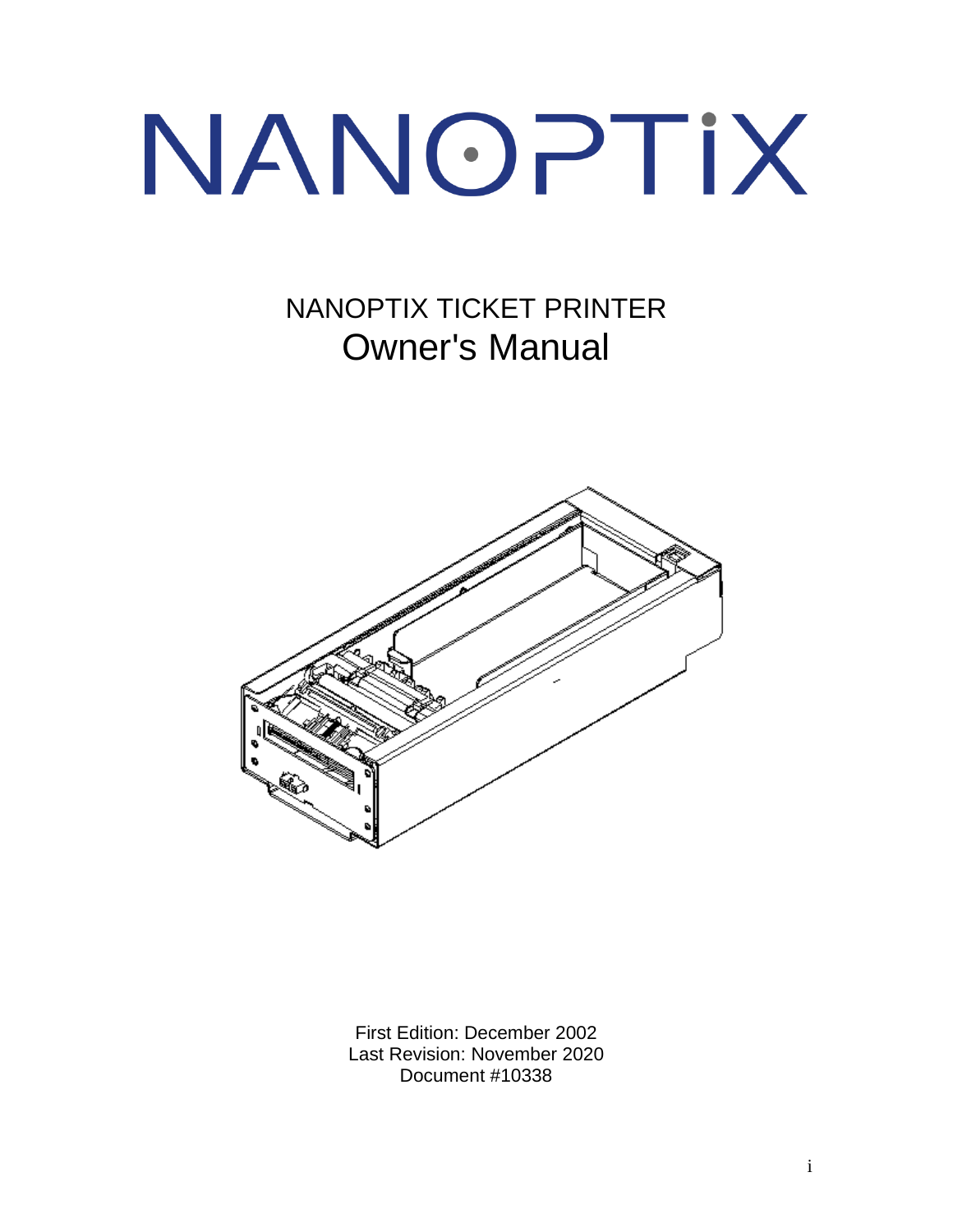# NANOPTIX

NANOPTIX TICKET PRINTER

## Owner's Manual

First Edition: December 2002
Last Revision: November 2020
Document #10338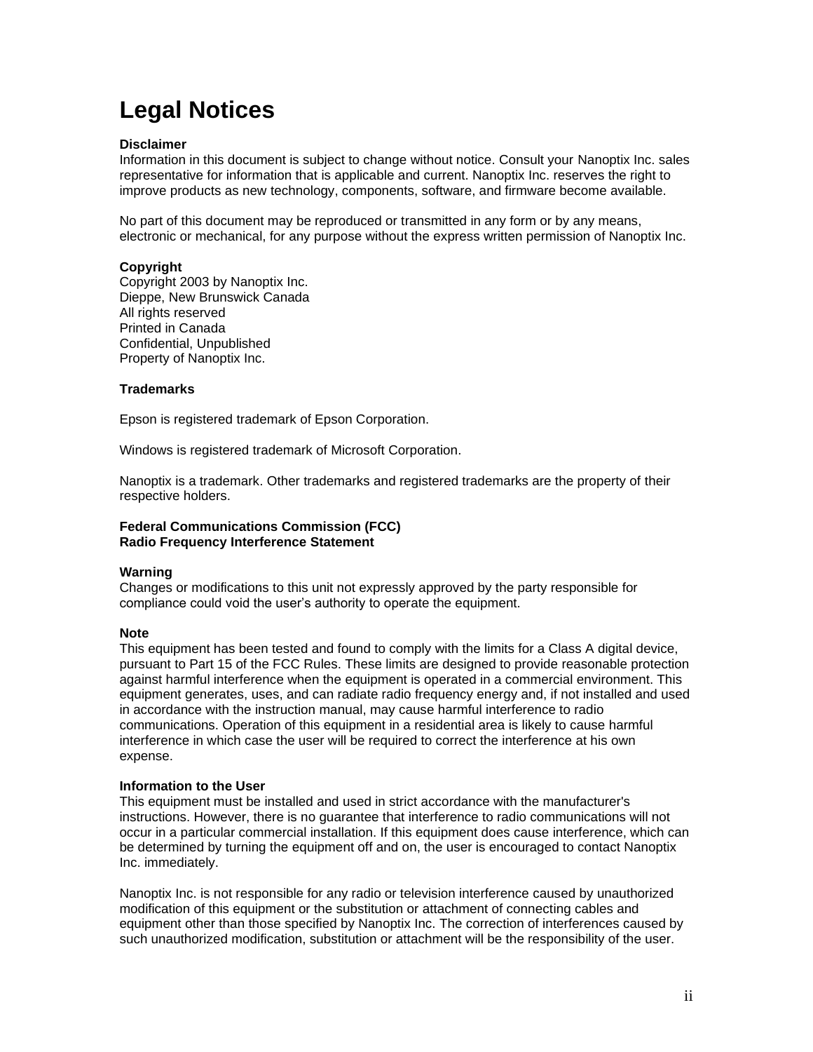# Legal Notices

**Disclaimer**
Information in this document is subject to change without notice. Consult your Nanoptix Inc. sales representative for information that is applicable and current. Nanoptix Inc. reserves the right to improve products as new technology, components, software, and firmware become available.

No part of this document may be reproduced or transmitted in any form or by any means, electronic or mechanical, for any purpose without the express written permission of Nanoptix Inc.

**Copyright**
Copyright 2003 by Nanoptix Inc.
Dieppe, New Brunswick Canada
All rights reserved
Printed in Canada
Confidential, Unpublished
Property of Nanoptix Inc.

**Trademarks**

Epson is registered trademark of Epson Corporation.

Windows is registered trademark of Microsoft Corporation.

Nanoptix is a trademark. Other trademarks and registered trademarks are the property of their respective holders.

**Federal Communications Commission (FCC)**
**Radio Frequency Interference Statement**

**Warning**
Changes or modifications to this unit not expressly approved by the party responsible for compliance could void the user's authority to operate the equipment.

**Note**
This equipment has been tested and found to comply with the limits for a Class A digital device, pursuant to Part 15 of the FCC Rules. These limits are designed to provide reasonable protection against harmful interference when the equipment is operated in a commercial environment. This equipment generates, uses, and can radiate radio frequency energy and, if not installed and used in accordance with the instruction manual, may cause harmful interference to radio communications. Operation of this equipment in a residential area is likely to cause harmful interference in which case the user will be required to correct the interference at his own expense.

**Information to the User**
This equipment must be installed and used in strict accordance with the manufacturer's instructions. However, there is no guarantee that interference to radio communications will not occur in a particular commercial installation. If this equipment does cause interference, which can be determined by turning the equipment off and on, the user is encouraged to contact Nanoptix Inc. immediately.

Nanoptix Inc. is not responsible for any radio or television interference caused by unauthorized modification of this equipment or the substitution or attachment of connecting cables and equipment other than those specified by Nanoptix Inc. The correction of interferences caused by such unauthorized modification, substitution or attachment will be the responsibility of the user.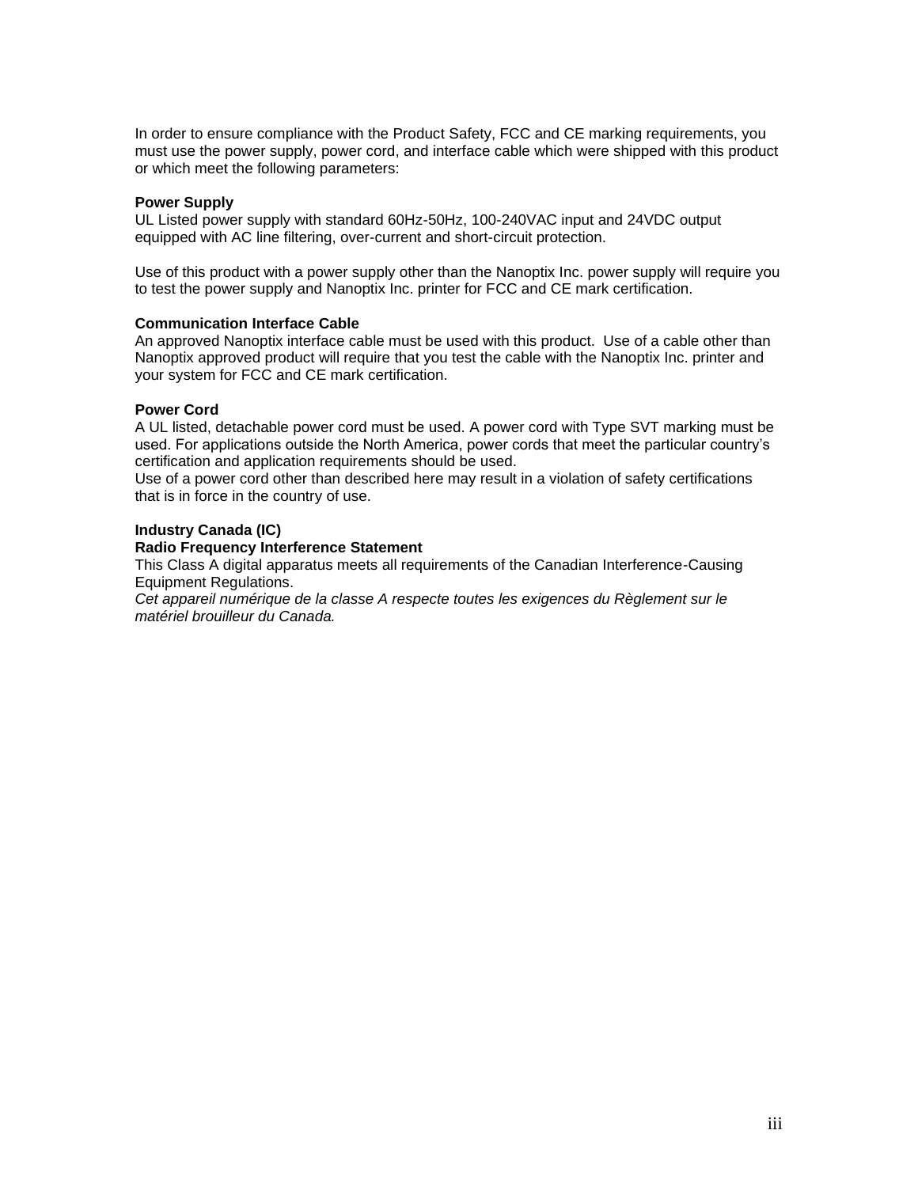In order to ensure compliance with the Product Safety, FCC and CE marking requirements, you must use the power supply, power cord, and interface cable which were shipped with this product or which meet the following parameters:

**Power Supply**

UL Listed power supply with standard 60Hz-50Hz, 100-240VAC input and 24VDC output equipped with AC line filtering, over-current and short-circuit protection.

Use of this product with a power supply other than the Nanoptix Inc. power supply will require you to test the power supply and Nanoptix Inc. printer for FCC and CE mark certification.

**Communication Interface Cable**

An approved Nanoptix interface cable must be used with this product. Use of a cable other than Nanoptix approved product will require that you test the cable with the Nanoptix Inc. printer and your system for FCC and CE mark certification.

**Power Cord**

A UL listed, detachable power cord must be used. A power cord with Type SVT marking must be used. For applications outside the North America, power cords that meet the particular country's certification and application requirements should be used.

Use of a power cord other than described here may result in a violation of safety certifications that is in force in the country of use.

**Industry Canada (IC)**

**Radio Frequency Interference Statement**

This Class A digital apparatus meets all requirements of the Canadian Interference-Causing Equipment Regulations.

*Cet appareil numérique de la classe A respecte toutes les exigences du Règlement sur le matériel brouilleur du Canada.*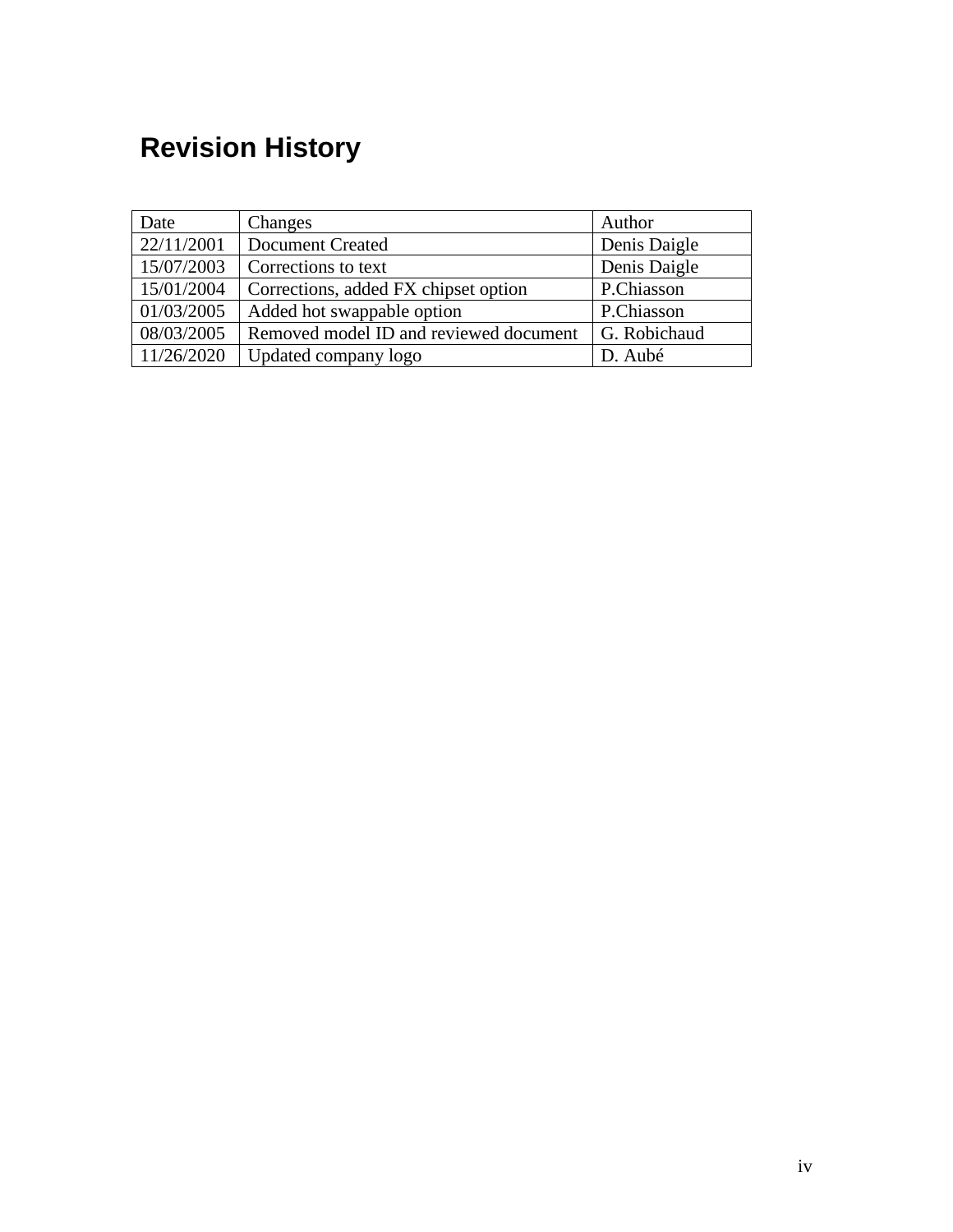# Revision History

| Date | Changes | Author |
| --- | --- | --- |
| 22/11/2001 | Document Created | Denis Daigle |
| 15/07/2003 | Corrections to text | Denis Daigle |
| 15/01/2004 | Corrections, added FX chipset option | P.Chiasson |
| 01/03/2005 | Added hot swappable option | P.Chiasson |
| 08/03/2005 | Removed model ID and reviewed document | G. Robichaud |
| 11/26/2020 | Updated company logo | D. Aubé |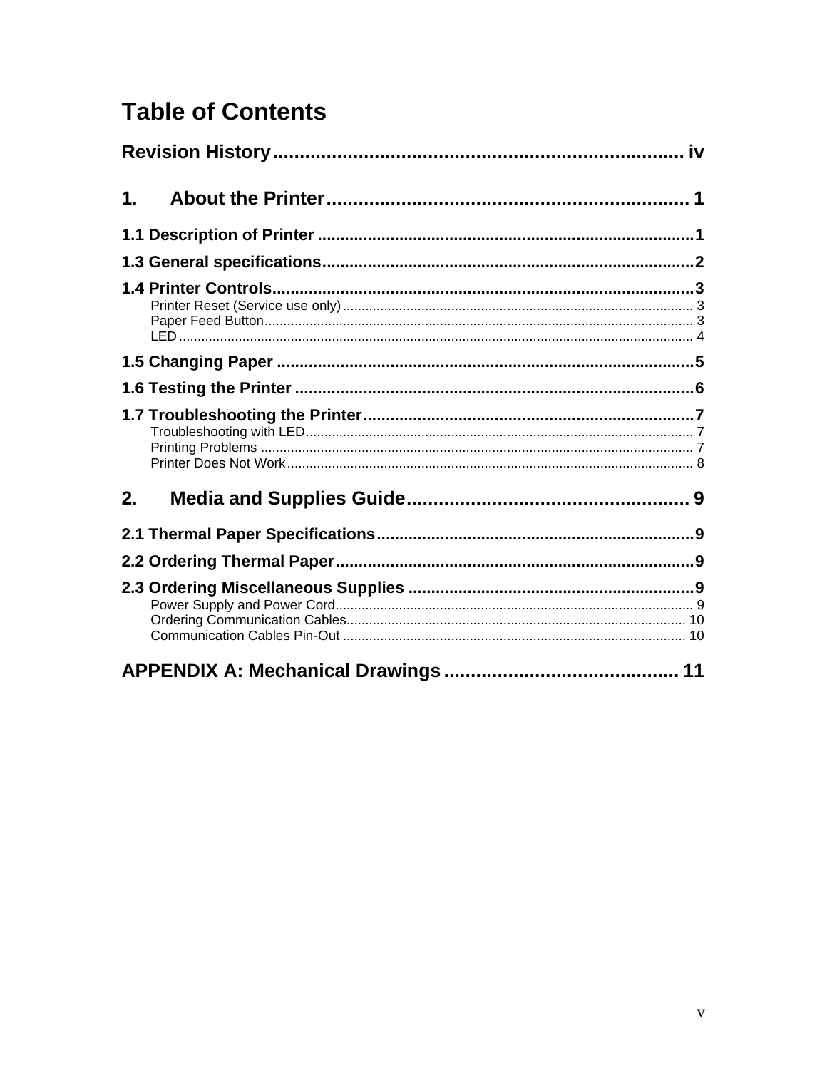# Table of Contents

**Revision History** ........................................................................ iv

**1. About the Printer** ........................................................................ 1

**1.1 Description of Printer** ........................................................................ 1

**1.3 General specifications** ........................................................................ 2

**1.4 Printer Controls** ........................................................................ 3

- Printer Reset (Service use only) ........................................................................ 3
- Paper Feed Button ........................................................................ 3
- LED ........................................................................ 4

**1.5 Changing Paper** ........................................................................ 5

**1.6 Testing the Printer** ........................................................................ 6

**1.7 Troubleshooting the Printer** ........................................................................ 7

- Troubleshooting with LED ........................................................................ 7
- Printing Problems ........................................................................ 7
- Printer Does Not Work ........................................................................ 8

**2. Media and Supplies Guide** ........................................................................ 9

**2.1 Thermal Paper Specifications** ........................................................................ 9

**2.2 Ordering Thermal Paper** ........................................................................ 9

**2.3 Ordering Miscellaneous Supplies** ........................................................................ 9

- Power Supply and Power Cord ........................................................................ 9
- Ordering Communication Cables ........................................................................ 10
- Communication Cables Pin-Out ........................................................................ 10

**APPENDIX A: Mechanical Drawings** ........................................................................ 11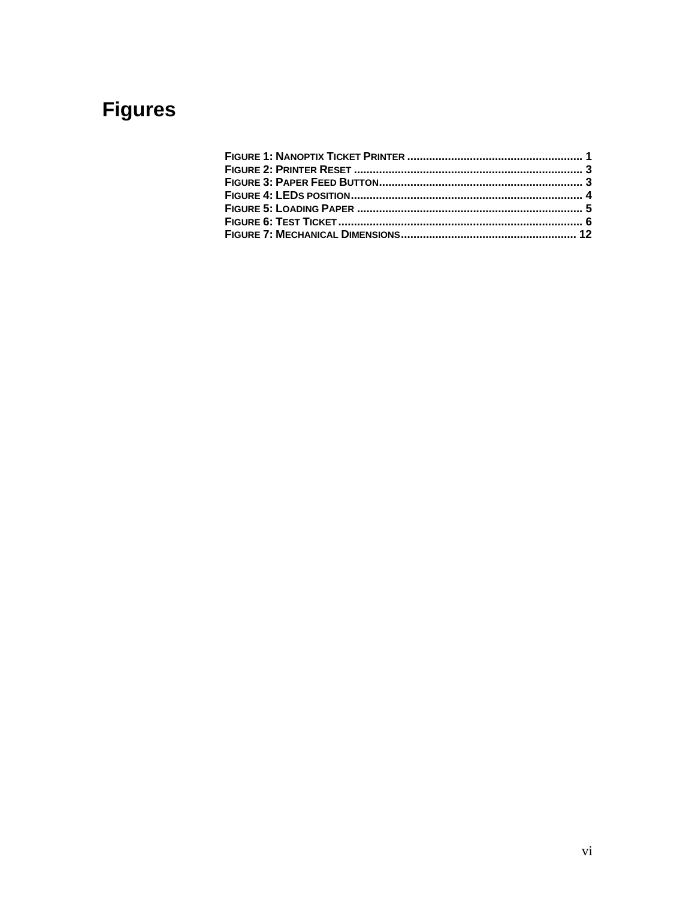# Figures

FIGURE 1: NANOPTIX TICKET PRINTER ........................................................ 1
FIGURE 2: PRINTER RESET ........................................................................ 3
FIGURE 3: PAPER FEED BUTTON................................................................. 3
FIGURE 4: LEDS POSITION.......................................................................... 4
FIGURE 5: LOADING PAPER ........................................................................ 5
FIGURE 6: TEST TICKET.............................................................................. 6
FIGURE 7: MECHANICAL DIMENSIONS........................................................ 12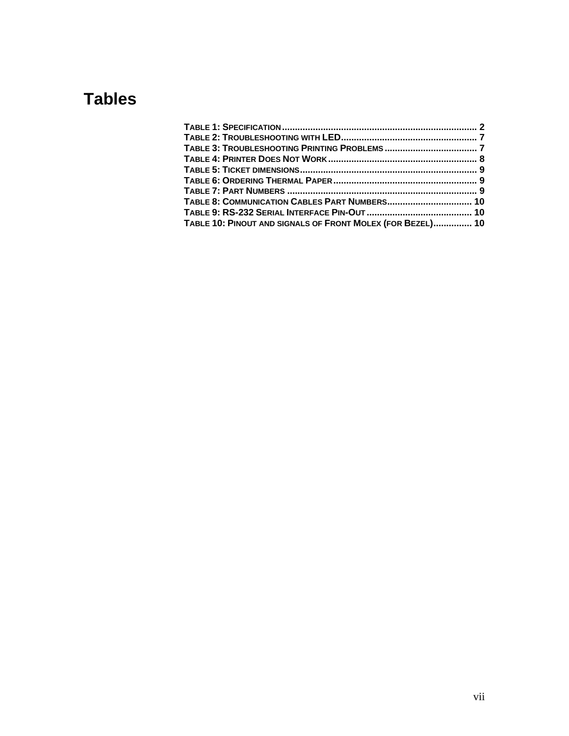# Tables

**TABLE 1: SPECIFICATION** ........................................................................... 2
**TABLE 2: TROUBLESHOOTING WITH LED** ...................................................... 7
**TABLE 3: TROUBLESHOOTING PRINTING PROBLEMS** .................................... 7
**TABLE 4: PRINTER DOES NOT WORK** ......................................................... 8
**TABLE 5: TICKET DIMENSIONS** .................................................................... 9
**TABLE 6: ORDERING THERMAL PAPER** ........................................................ 9
**TABLE 7: PART NUMBERS** ......................................................................... 9
**TABLE 8: COMMUNICATION CABLES PART NUMBERS** ................................. 10
**TABLE 9: RS-232 SERIAL INTERFACE PIN-OUT** ......................................... 10
**TABLE 10: PINOUT AND SIGNALS OF FRONT MOLEX (FOR BEZEL)** ............... 10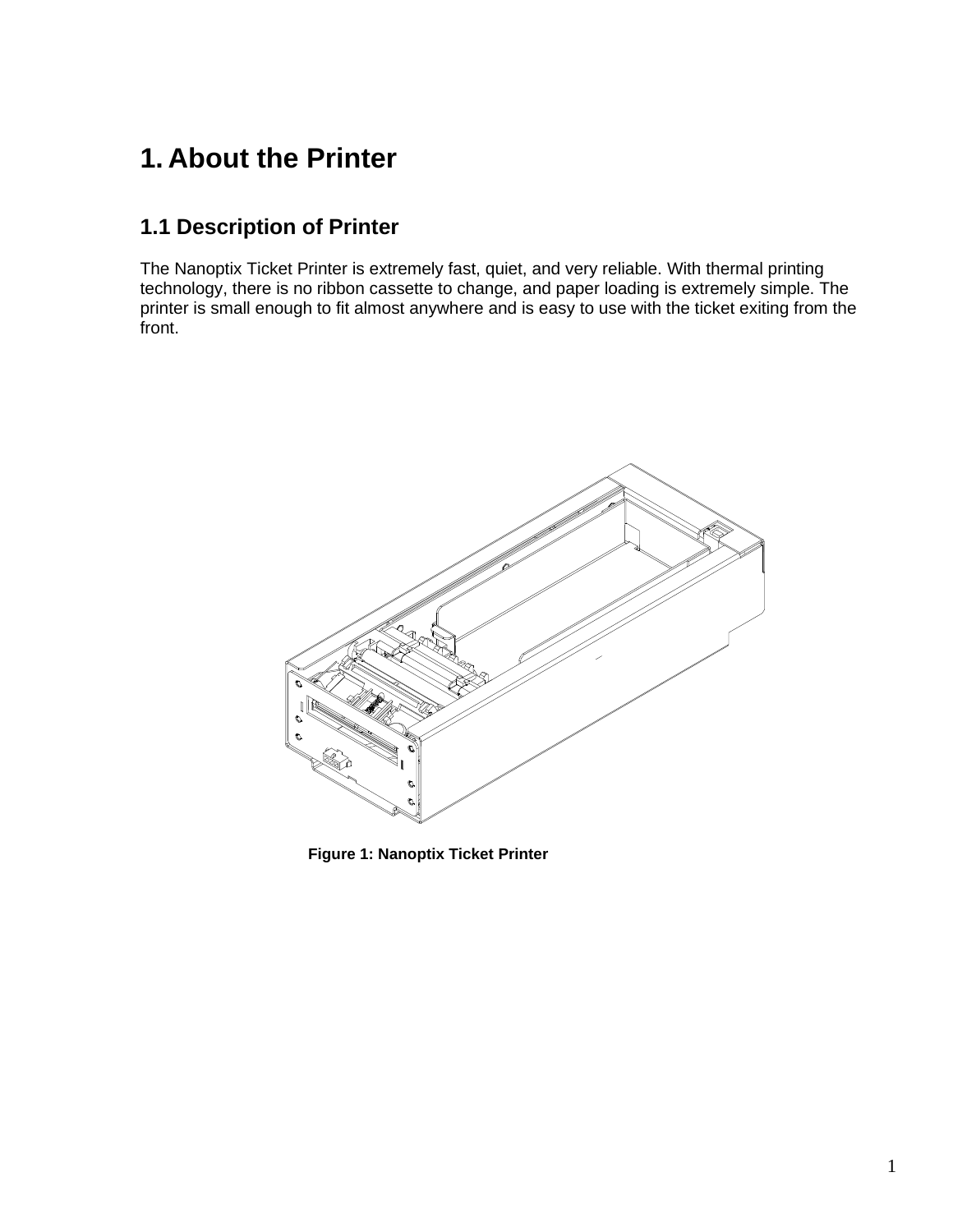# 1. About the Printer

## 1.1 Description of Printer

The Nanoptix Ticket Printer is extremely fast, quiet, and very reliable. With thermal printing technology, there is no ribbon cassette to change, and paper loading is extremely simple. The printer is small enough to fit almost anywhere and is easy to use with the ticket exiting from the front.

**Figure 1: Nanoptix Ticket Printer**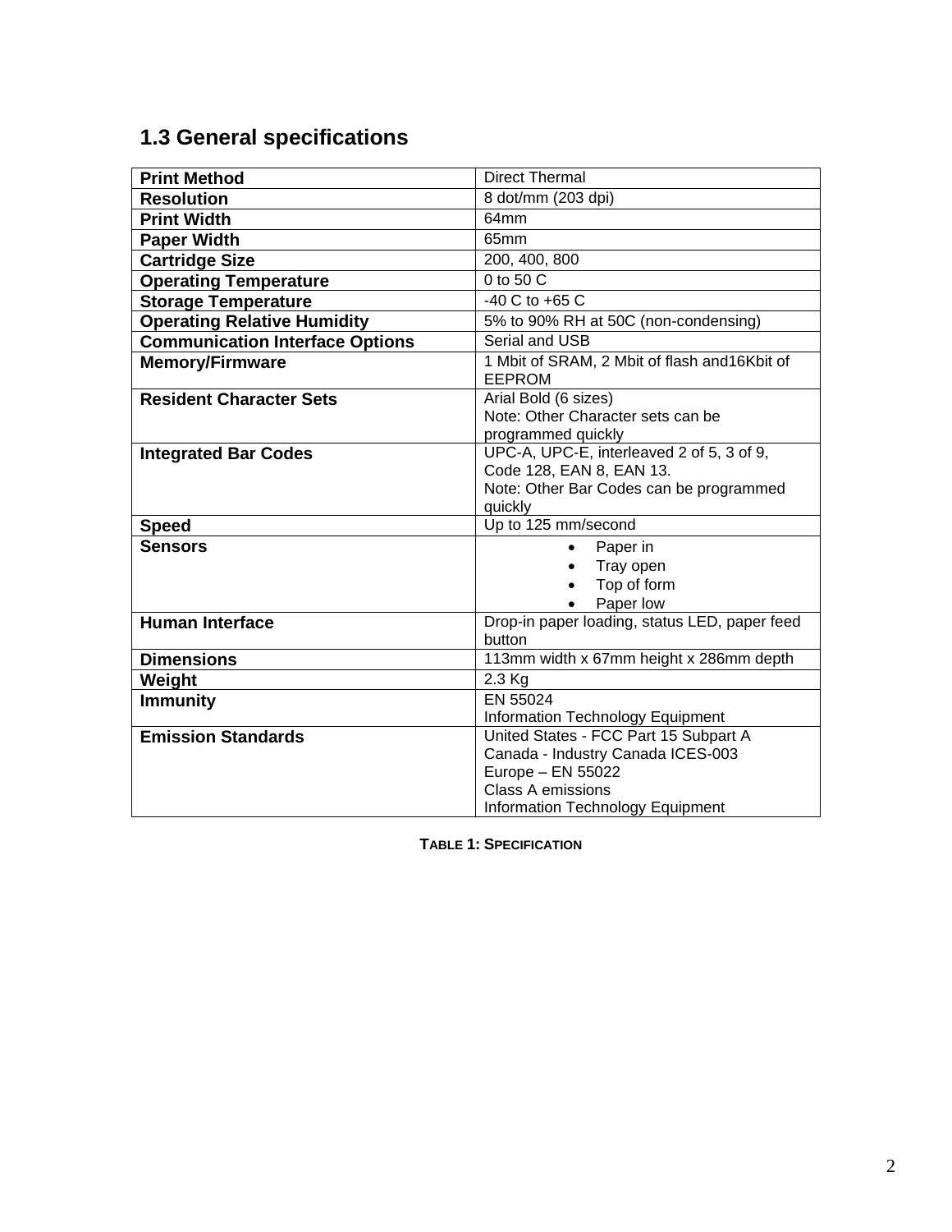## 1.3 General specifications

| **Print Method** | Direct Thermal |
|---|---|
| **Resolution** | 8 dot/mm (203 dpi) |
| **Print Width** | 64mm |
| **Paper Width** | 65mm |
| **Cartridge Size** | 200, 400, 800 |
| **Operating Temperature** | 0 to 50 C |
| **Storage Temperature** | -40 C to +65 C |
| **Operating Relative Humidity** | 5% to 90% RH at 50C (non-condensing) |
| **Communication Interface Options** | Serial and USB |
| **Memory/Firmware** | 1 Mbit of SRAM, 2 Mbit of flash and16Kbit of EEPROM |
| **Resident Character Sets** | Arial Bold (6 sizes)<br>Note: Other Character sets can be programmed quickly |
| **Integrated Bar Codes** | UPC-A, UPC-E, interleaved 2 of 5, 3 of 9, Code 128, EAN 8, EAN 13.<br>Note: Other Bar Codes can be programmed quickly |
| **Speed** | Up to 125 mm/second |
| **Sensors** | • Paper in<br>• Tray open<br>• Top of form<br>• Paper low |
| **Human Interface** | Drop-in paper loading, status LED, paper feed button |
| **Dimensions** | 113mm width x 67mm height x 286mm depth |
| **Weight** | 2.3 Kg |
| **Immunity** | EN 55024<br>Information Technology Equipment |
| **Emission Standards** | United States - FCC Part 15 Subpart A<br>Canada - Industry Canada ICES-003<br>Europe – EN 55022<br>Class A emissions<br>Information Technology Equipment |

**TABLE 1: SPECIFICATION**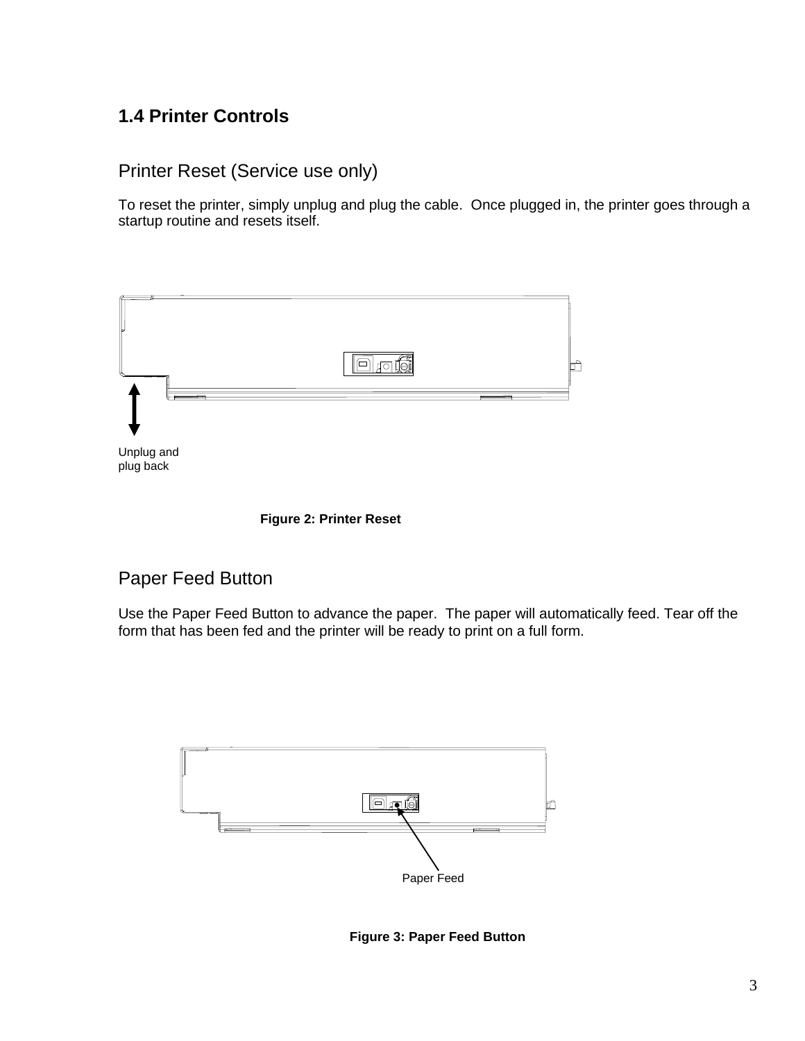## 1.4 Printer Controls

### Printer Reset (Service use only)

To reset the printer, simply unplug and plug the cable.  Once plugged in, the printer goes through a startup routine and resets itself.

Unplug and plug back

**Figure 2: Printer Reset**

### Paper Feed Button

Use the Paper Feed Button to advance the paper.  The paper will automatically feed. Tear off the form that has been fed and the printer will be ready to print on a full form.

Paper Feed

**Figure 3: Paper Feed Button**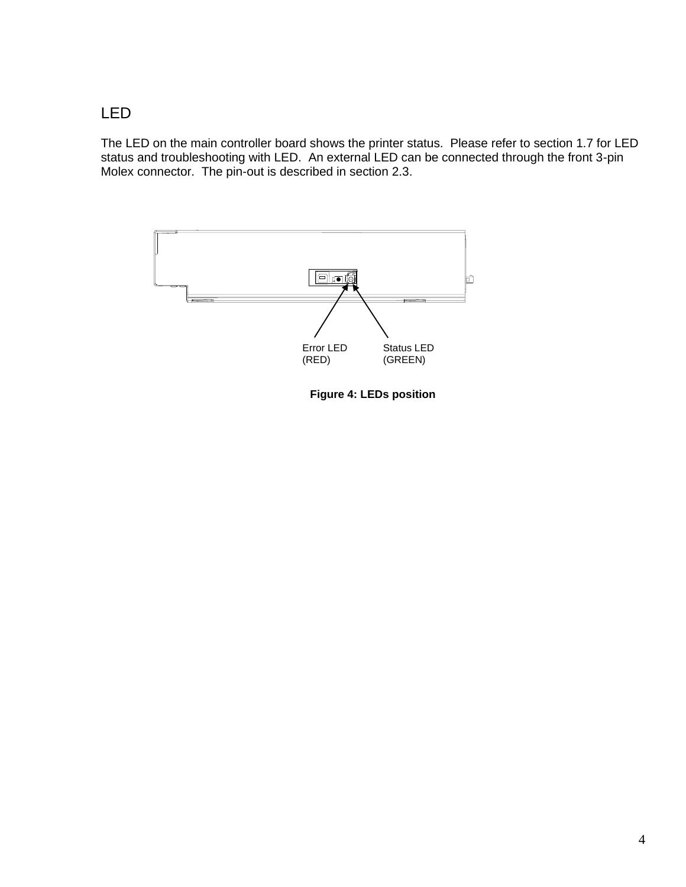## LED

The LED on the main controller board shows the printer status. Please refer to section 1.7 for LED status and troubleshooting with LED. An external LED can be connected through the front 3-pin Molex connector. The pin-out is described in section 2.3.

Error LED (RED)

Status LED (GREEN)

**Figure 4: LEDs position**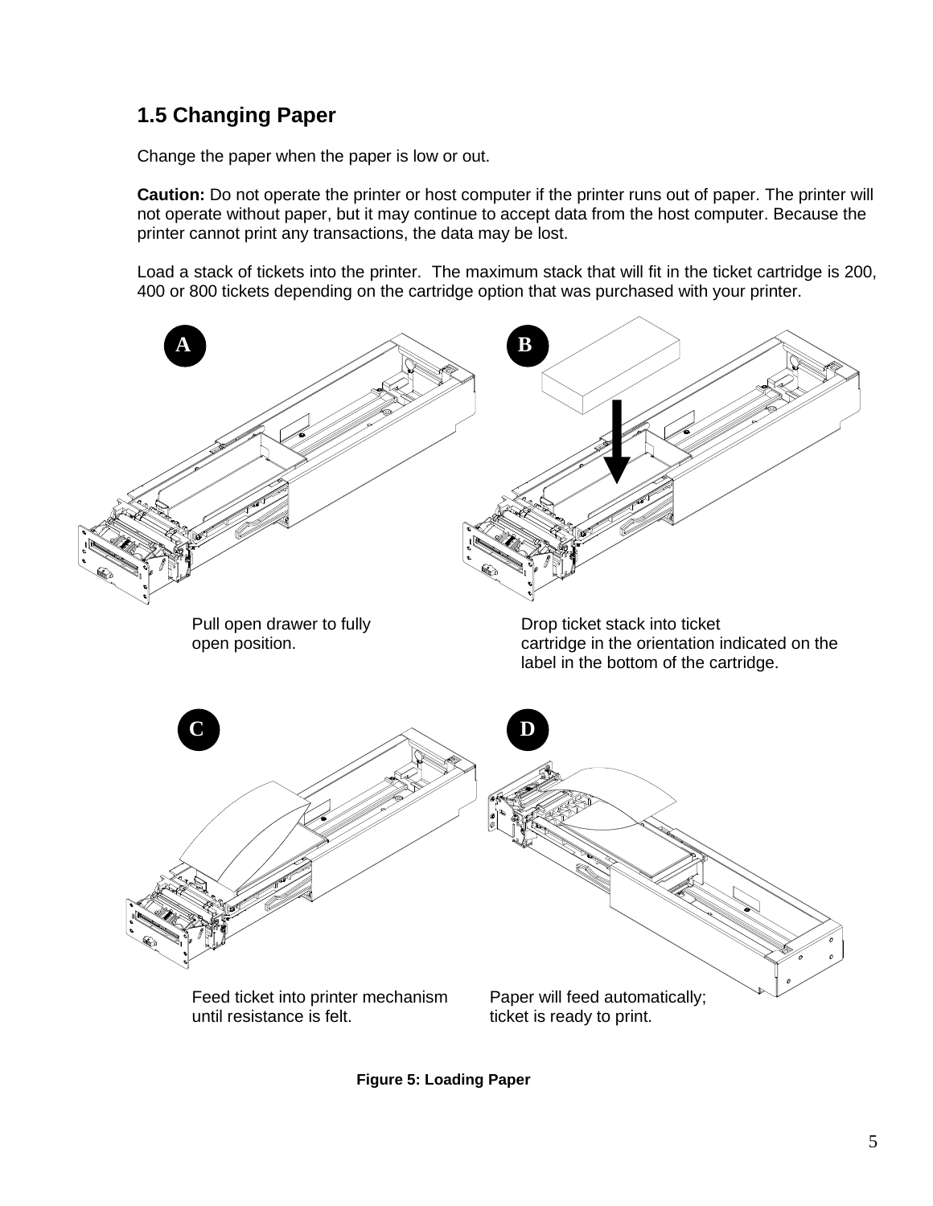## 1.5 Changing Paper

Change the paper when the paper is low or out.

**Caution:** Do not operate the printer or host computer if the printer runs out of paper. The printer will not operate without paper, but it may continue to accept data from the host computer. Because the printer cannot print any transactions, the data may be lost.

Load a stack of tickets into the printer. The maximum stack that will fit in the ticket cartridge is 200, 400 or 800 tickets depending on the cartridge option that was purchased with your printer.

**A** Pull open drawer to fully open position.

**B** Drop ticket stack into ticket cartridge in the orientation indicated on the label in the bottom of the cartridge.

**C** Feed ticket into printer mechanism until resistance is felt.

**D** Paper will feed automatically; ticket is ready to print.

**Figure 5: Loading Paper**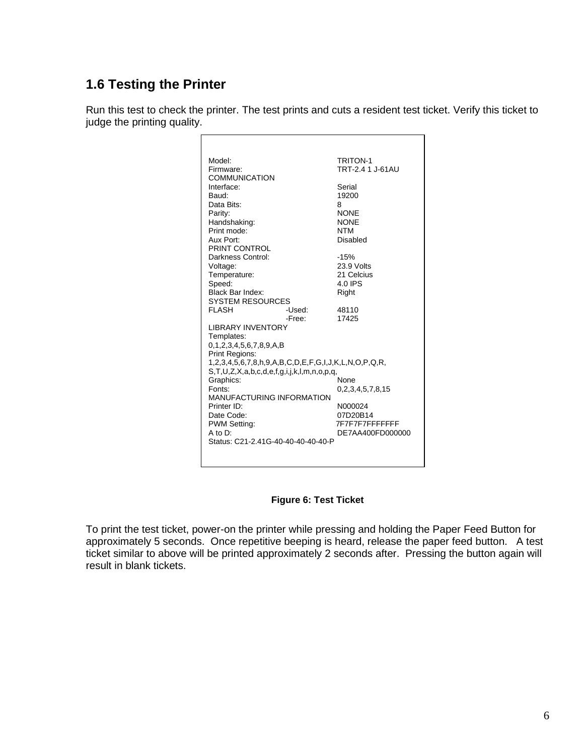## 1.6 Testing the Printer

Run this test to check the printer. The test prints and cuts a resident test ticket. Verify this ticket to judge the printing quality.

```
Model:                                  TRITON-1
Firmware:                               TRT-2.4 1 J-61AU
COMMUNICATION
Interface:                              Serial
Baud:                                   19200
Data Bits:                              8
Parity:                                 NONE
Handshaking:                            NONE
Print mode:                             NTM
Aux Port:                               Disabled
PRINT CONTROL
Darkness Control:                       -15%
Voltage:                                23.9 Volts
Temperature:                            21 Celcius
Speed:                                  4.0 IPS
Black Bar Index:                        Right
SYSTEM RESOURCES
FLASH                 -Used:            48110
                      -Free:            17425
LIBRARY INVENTORY
Templates:
0,1,2,3,4,5,6,7,8,9,A,B
Print Regions:
1,2,3,4,5,6,7,8,h,9,A,B,C,D,E,F,G,I,J,K,L,N,O,P,Q,R,
S,T,U,Z,X,a,b,c,d,e,f,g,i,j,k,l,m,n,o,p,q,
Graphics:                               None
Fonts:                                  0,2,3,4,5,7,8,15
MANUFACTURING INFORMATION
Printer ID:                             N000024
Date Code:                              07D20B14
PWM Setting:                            7F7F7F7FFFFFFFF
A to D:                                 DE7AA400FD000000
Status: C21-2.41G-40-40-40-40-40-P
```

**Figure 6: Test Ticket**

To print the test ticket, power-on the printer while pressing and holding the Paper Feed Button for approximately 5 seconds. Once repetitive beeping is heard, release the paper feed button. A test ticket similar to above will be printed approximately 2 seconds after. Pressing the button again will result in blank tickets.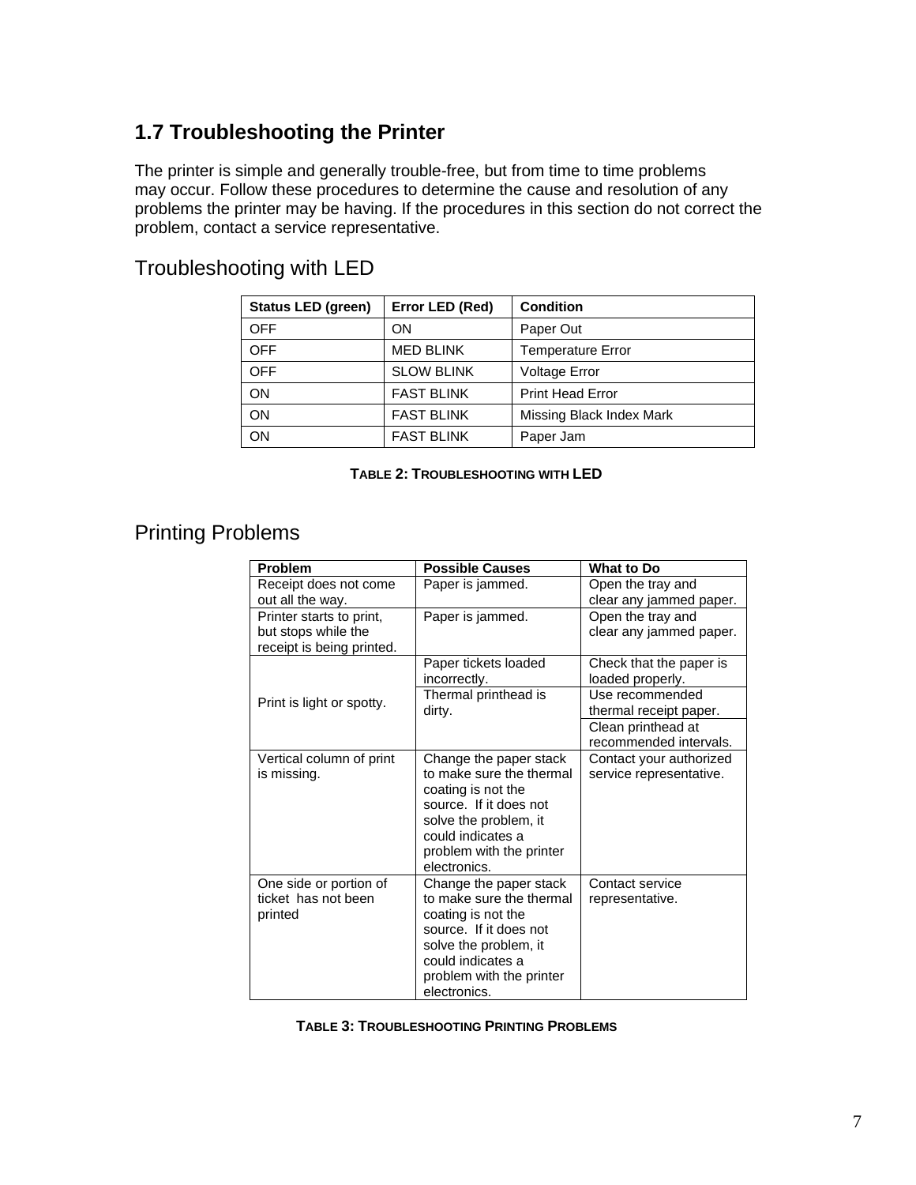## 1.7 Troubleshooting the Printer

The printer is simple and generally trouble-free, but from time to time problems may occur. Follow these procedures to determine the cause and resolution of any problems the printer may be having. If the procedures in this section do not correct the problem, contact a service representative.

### Troubleshooting with LED

| Status LED (green) | Error LED (Red) | Condition |
|---|---|---|
| OFF | ON | Paper Out |
| OFF | MED BLINK | Temperature Error |
| OFF | SLOW BLINK | Voltage Error |
| ON | FAST BLINK | Print Head Error |
| ON | FAST BLINK | Missing Black Index Mark |
| ON | FAST BLINK | Paper Jam |

**TABLE 2: TROUBLESHOOTING WITH LED**

### Printing Problems

| Problem | Possible Causes | What to Do |
|---|---|---|
| Receipt does not come out all the way. | Paper is jammed. | Open the tray and clear any jammed paper. |
| Printer starts to print, but stops while the receipt is being printed. | Paper is jammed. | Open the tray and clear any jammed paper. |
| Print is light or spotty. | Paper tickets loaded incorrectly. | Check that the paper is loaded properly. |
| | Thermal printhead is dirty. | Use recommended thermal receipt paper. |
| | | Clean printhead at recommended intervals. |
| Vertical column of print is missing. | Change the paper stack to make sure the thermal coating is not the source. If it does not solve the problem, it could indicates a problem with the printer electronics. | Contact your authorized service representative. |
| One side or portion of ticket has not been printed | Change the paper stack to make sure the thermal coating is not the source. If it does not solve the problem, it could indicates a problem with the printer electronics. | Contact service representative. |

**TABLE 3: TROUBLESHOOTING PRINTING PROBLEMS**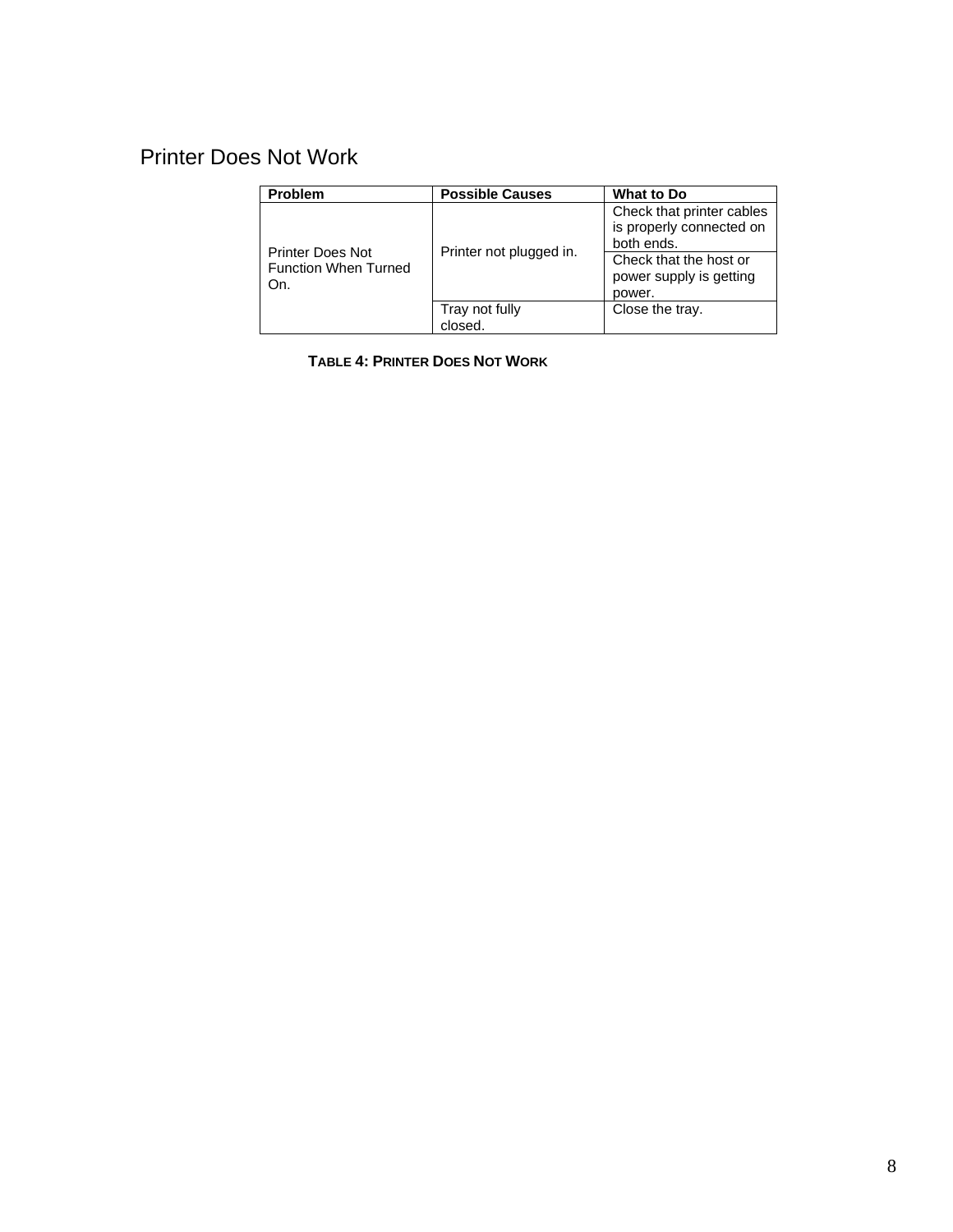## Printer Does Not Work

| Problem | Possible Causes | What to Do |
|---|---|---|
| Printer Does Not Function When Turned On. | Printer not plugged in. | Check that printer cables is properly connected on both ends. |
| | | Check that the host or power supply is getting power. |
| | Tray not fully closed. | Close the tray. |

**TABLE 4: PRINTER DOES NOT WORK**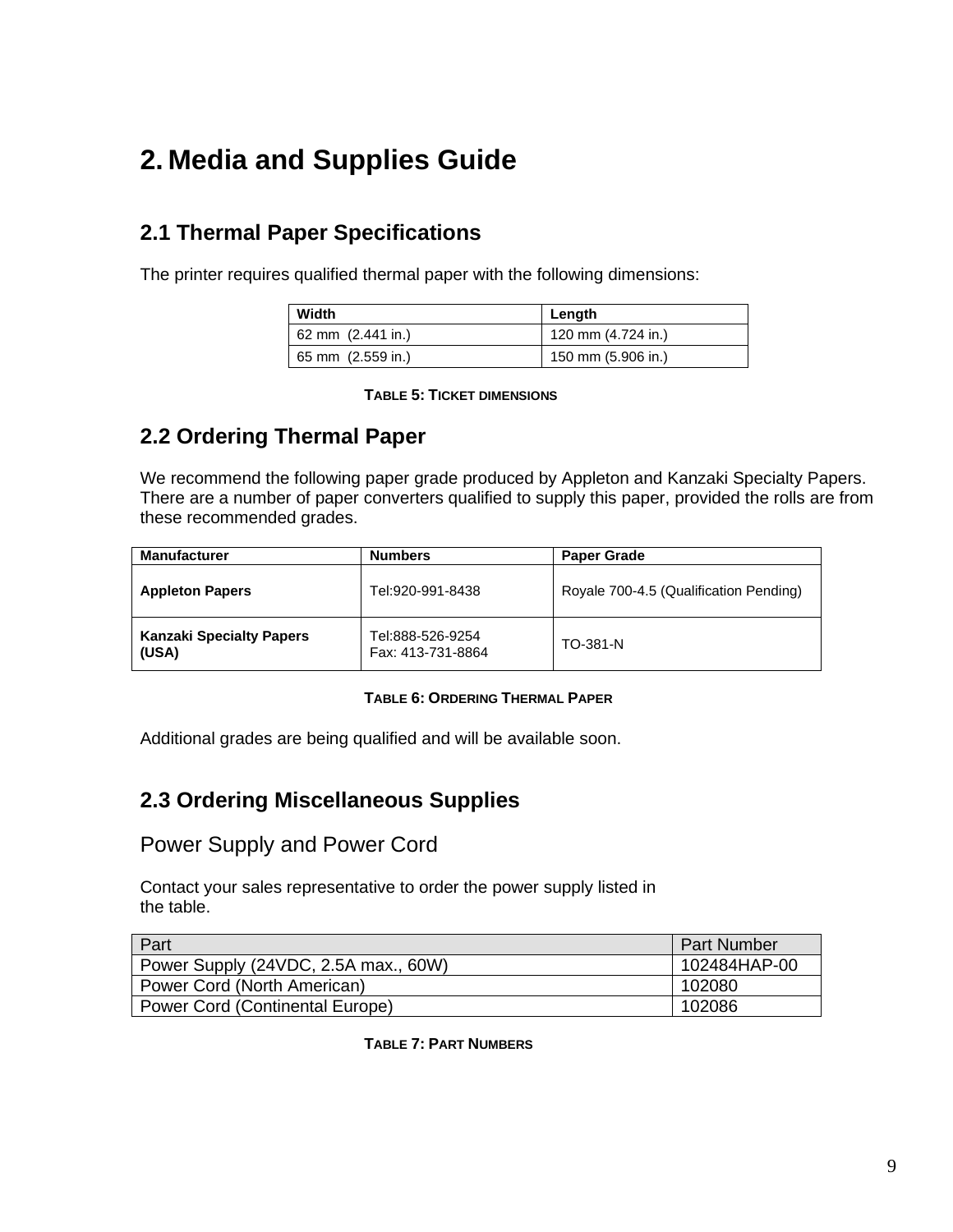# 2. Media and Supplies Guide

## 2.1 Thermal Paper Specifications

The printer requires qualified thermal paper with the following dimensions:

| Width | Length |
|---|---|
| 62 mm (2.441 in.) | 120 mm (4.724 in.) |
| 65 mm (2.559 in.) | 150 mm (5.906 in.) |

**TABLE 5: TICKET DIMENSIONS**

## 2.2 Ordering Thermal Paper

We recommend the following paper grade produced by Appleton and Kanzaki Specialty Papers. There are a number of paper converters qualified to supply this paper, provided the rolls are from these recommended grades.

| Manufacturer | Numbers | Paper Grade |
|---|---|---|
| **Appleton Papers** | Tel:920-991-8438 | Royale 700-4.5 (Qualification Pending) |
| **Kanzaki Specialty Papers (USA)** | Tel:888-526-9254<br>Fax: 413-731-8864 | TO-381-N |

**TABLE 6: ORDERING THERMAL PAPER**

Additional grades are being qualified and will be available soon.

## 2.3 Ordering Miscellaneous Supplies

### Power Supply and Power Cord

Contact your sales representative to order the power supply listed in the table.

| Part | Part Number |
|---|---|
| Power Supply (24VDC, 2.5A max., 60W) | 102484HAP-00 |
| Power Cord (North American) | 102080 |
| Power Cord (Continental Europe) | 102086 |

**TABLE 7: PART NUMBERS**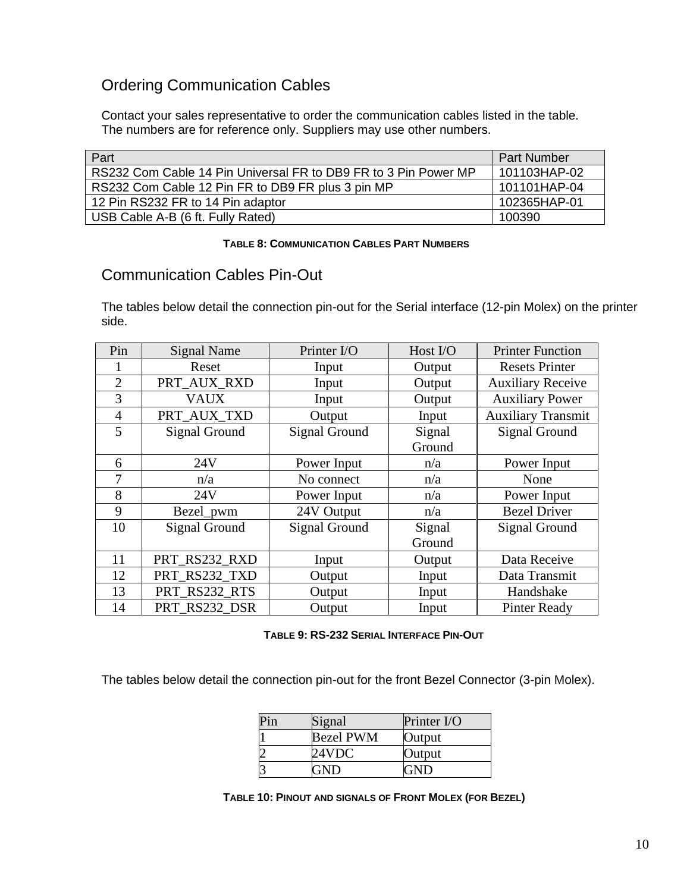## Ordering Communication Cables

Contact your sales representative to order the communication cables listed in the table. The numbers are for reference only. Suppliers may use other numbers.

| Part | Part Number |
|---|---|
| RS232 Com Cable 14 Pin Universal FR to DB9 FR to 3 Pin Power MP | 101103HAP-02 |
| RS232 Com Cable 12 Pin FR to DB9 FR plus 3 pin MP | 101101HAP-04 |
| 12 Pin RS232 FR to 14 Pin adaptor | 102365HAP-01 |
| USB Cable A-B (6 ft. Fully Rated) | 100390 |

**TABLE 8: COMMUNICATION CABLES PART NUMBERS**

## Communication Cables Pin-Out

The tables below detail the connection pin-out for the Serial interface (12-pin Molex) on the printer side.

| Pin | Signal Name | Printer I/O | Host I/O | Printer Function |
|---|---|---|---|---|
| 1 | Reset | Input | Output | Resets Printer |
| 2 | PRT_AUX_RXD | Input | Output | Auxiliary Receive |
| 3 | VAUX | Input | Output | Auxiliary Power |
| 4 | PRT_AUX_TXD | Output | Input | Auxiliary Transmit |
| 5 | Signal Ground | Signal Ground | Signal Ground | Signal Ground |
| 6 | 24V | Power Input | n/a | Power Input |
| 7 | n/a | No connect | n/a | None |
| 8 | 24V | Power Input | n/a | Power Input |
| 9 | Bezel_pwm | 24V Output | n/a | Bezel Driver |
| 10 | Signal Ground | Signal Ground | Signal Ground | Signal Ground |
| 11 | PRT_RS232_RXD | Input | Output | Data Receive |
| 12 | PRT_RS232_TXD | Output | Input | Data Transmit |
| 13 | PRT_RS232_RTS | Output | Input | Handshake |
| 14 | PRT_RS232_DSR | Output | Input | Pinter Ready |

**TABLE 9: RS-232 SERIAL INTERFACE PIN-OUT**

The tables below detail the connection pin-out for the front Bezel Connector (3-pin Molex).

| Pin | Signal | Printer I/O |
|---|---|---|
| 1 | Bezel PWM | Output |
| 2 | 24VDC | Output |
| 3 | GND | GND |

**TABLE 10: PINOUT AND SIGNALS OF FRONT MOLEX (FOR BEZEL)**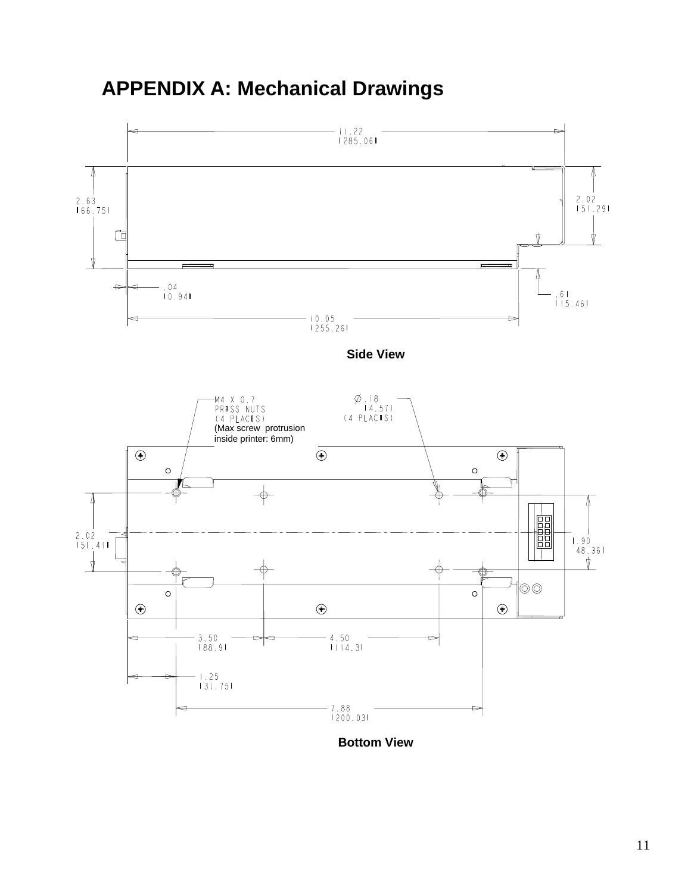# APPENDIX A: Mechanical Drawings

11.22
[285.06]

2.63
[66.75]

2.02
[51.29]

.04
[0.94]

.61
[15.46]

10.05
[255.26]

**Side View**

M4 X 0.7
PRESS NUTS
(4 PLACES)
(Max screw protrusion inside printer: 6mm)

Ø.18
[4.57]
(4 PLACES)

2.02
[51.41]

1.90
48.36]

3.50
[88.9]

4.50
[114.3]

1.25
[31.75]

7.88
[200.03]

**Bottom View**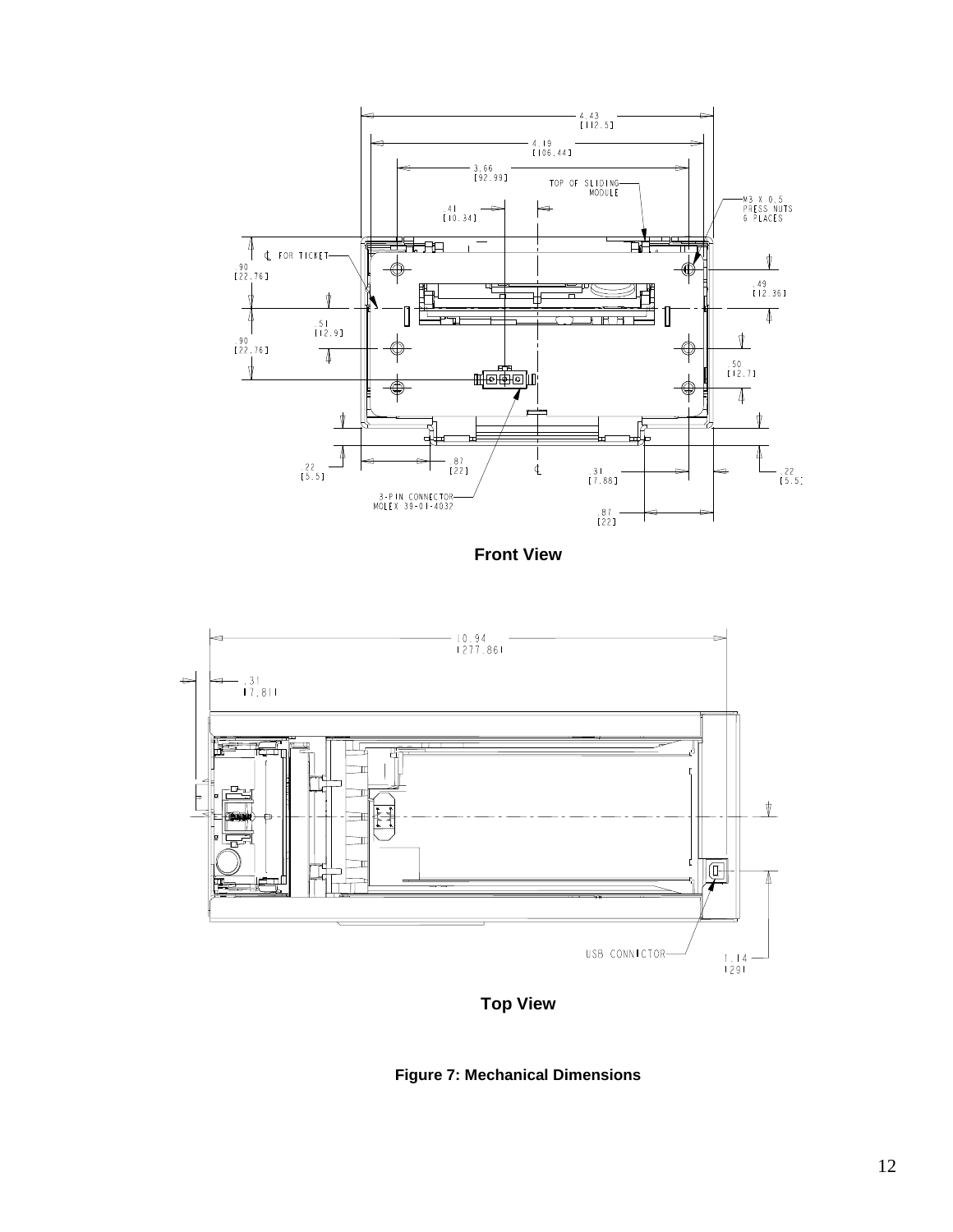4.43
[112.5]

4.19
[106.44]

3.66
[92.99]

TOP OF SLIDING MODULE

.41
[10.34]

M3 X 0.5 PRESS NUTS 6 PLACES

℄ FOR TICKET

.90
[22.76]

.49
[12.36]

.51
[12.9]

.90
[22.76]

.50
[12.7]

.22
[5.5]

.87
[22]

℄

.31
[7.88]

.22
[5.5]

3-PIN CONNECTOR MOLEX 39-01-4032

.87
[22]

**Front View**

10.94
[277.86]

.31
[7.81]

USB CONNECTOR

1.14
[29]

**Top View**

**Figure 7: Mechanical Dimensions**